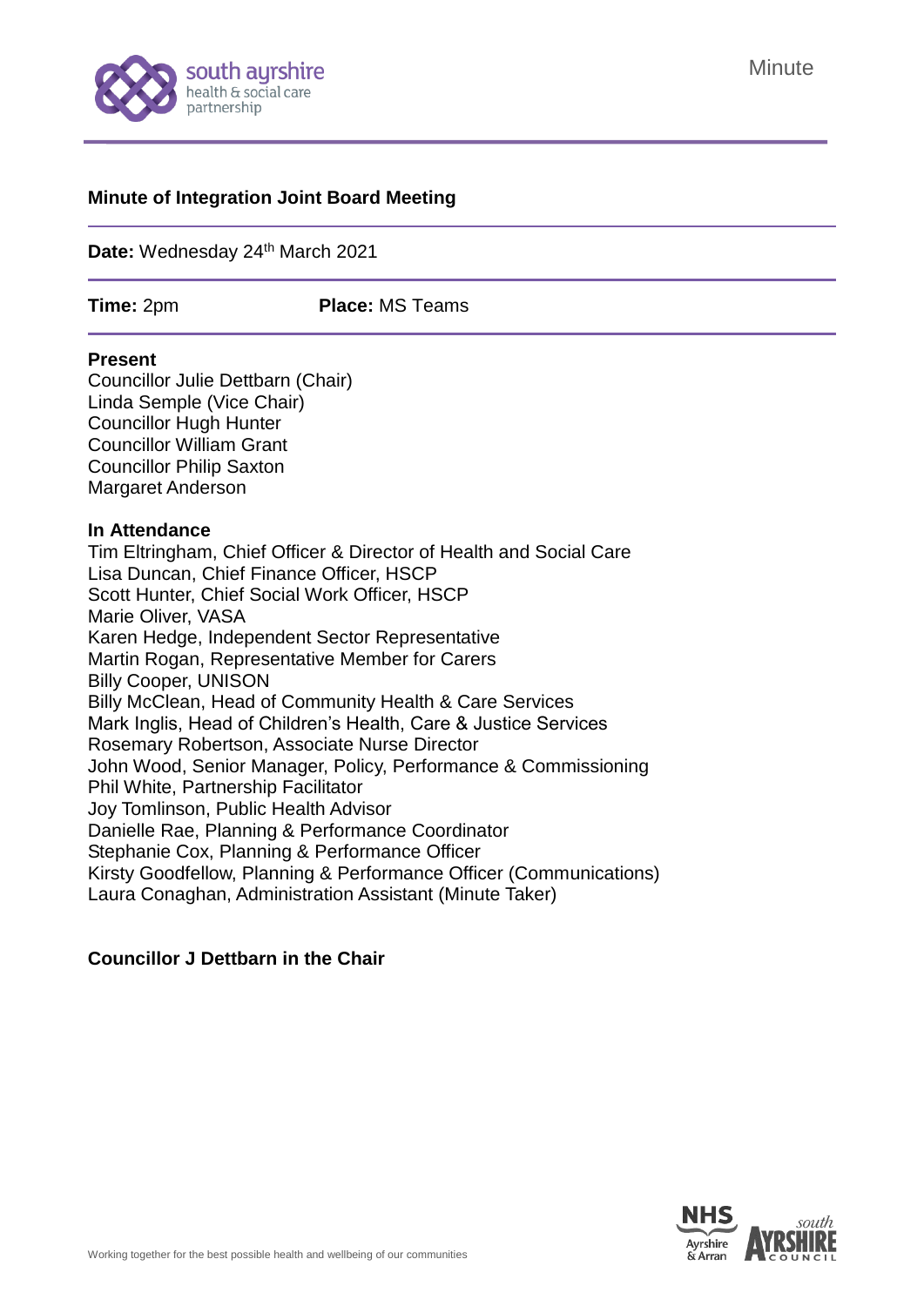Minute

# Minute of Integration Joint Board Meeting

**Date:** Wednesday 24th March 2021

**Time:** 2pm **Place:** MS Teams

**Present**
Councillor Julie Dettbarn (Chair)
Linda Semple (Vice Chair)
Councillor Hugh Hunter
Councillor William Grant
Councillor Philip Saxton
Margaret Anderson

**In Attendance**
Tim Eltringham, Chief Officer & Director of Health and Social Care
Lisa Duncan, Chief Finance Officer, HSCP
Scott Hunter, Chief Social Work Officer, HSCP
Marie Oliver, VASA
Karen Hedge, Independent Sector Representative
Martin Rogan, Representative Member for Carers
Billy Cooper, UNISON
Billy McClean, Head of Community Health & Care Services
Mark Inglis, Head of Children's Health, Care & Justice Services
Rosemary Robertson, Associate Nurse Director
John Wood, Senior Manager, Policy, Performance & Commissioning
Phil White, Partnership Facilitator
Joy Tomlinson, Public Health Advisor
Danielle Rae, Planning & Performance Coordinator
Stephanie Cox, Planning & Performance Officer
Kirsty Goodfellow, Planning & Performance Officer (Communications)
Laura Conaghan, Administration Assistant (Minute Taker)

**Councillor J Dettbarn in the Chair**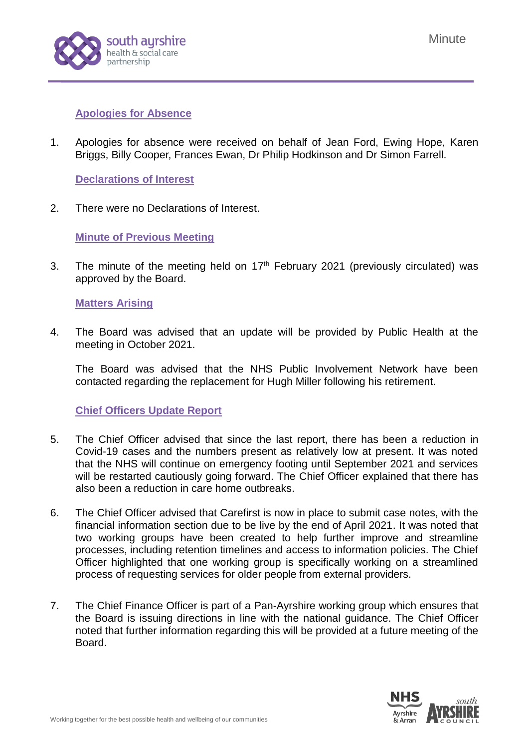### Apologies for Absence

1. Apologies for absence were received on behalf of Jean Ford, Ewing Hope, Karen Briggs, Billy Cooper, Frances Ewan, Dr Philip Hodkinson and Dr Simon Farrell.

### Declarations of Interest

2. There were no Declarations of Interest.

### Minute of Previous Meeting

3. The minute of the meeting held on 17th February 2021 (previously circulated) was approved by the Board.

### Matters Arising

4. The Board was advised that an update will be provided by Public Health at the meeting in October 2021.

   The Board was advised that the NHS Public Involvement Network have been contacted regarding the replacement for Hugh Miller following his retirement.

### Chief Officers Update Report

5. The Chief Officer advised that since the last report, there has been a reduction in Covid-19 cases and the numbers present as relatively low at present. It was noted that the NHS will continue on emergency footing until September 2021 and services will be restarted cautiously going forward. The Chief Officer explained that there has also been a reduction in care home outbreaks.

6. The Chief Officer advised that Carefirst is now in place to submit case notes, with the financial information section due to be live by the end of April 2021. It was noted that two working groups have been created to help further improve and streamline processes, including retention timelines and access to information policies. The Chief Officer highlighted that one working group is specifically working on a streamlined process of requesting services for older people from external providers.

7. The Chief Finance Officer is part of a Pan-Ayrshire working group which ensures that the Board is issuing directions in line with the national guidance. The Chief Officer noted that further information regarding this will be provided at a future meeting of the Board.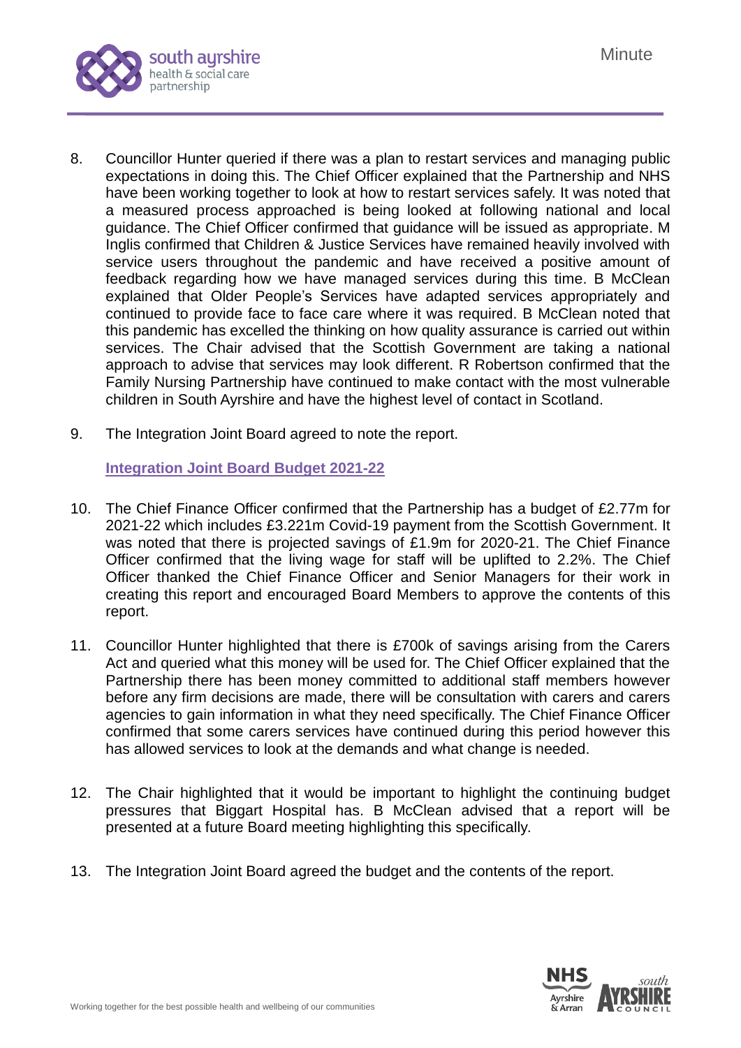8. Councillor Hunter queried if there was a plan to restart services and managing public expectations in doing this. The Chief Officer explained that the Partnership and NHS have been working together to look at how to restart services safely. It was noted that a measured process approached is being looked at following national and local guidance. The Chief Officer confirmed that guidance will be issued as appropriate. M Inglis confirmed that Children & Justice Services have remained heavily involved with service users throughout the pandemic and have received a positive amount of feedback regarding how we have managed services during this time. B McClean explained that Older People's Services have adapted services appropriately and continued to provide face to face care where it was required. B McClean noted that this pandemic has excelled the thinking on how quality assurance is carried out within services. The Chair advised that the Scottish Government are taking a national approach to advise that services may look different. R Robertson confirmed that the Family Nursing Partnership have continued to make contact with the most vulnerable children in South Ayrshire and have the highest level of contact in Scotland.

9. The Integration Joint Board agreed to note the report.

**Integration Joint Board Budget 2021-22**

10. The Chief Finance Officer confirmed that the Partnership has a budget of £2.77m for 2021-22 which includes £3.221m Covid-19 payment from the Scottish Government. It was noted that there is projected savings of £1.9m for 2020-21. The Chief Finance Officer confirmed that the living wage for staff will be uplifted to 2.2%. The Chief Officer thanked the Chief Finance Officer and Senior Managers for their work in creating this report and encouraged Board Members to approve the contents of this report.

11. Councillor Hunter highlighted that there is £700k of savings arising from the Carers Act and queried what this money will be used for. The Chief Officer explained that the Partnership there has been money committed to additional staff members however before any firm decisions are made, there will be consultation with carers and carers agencies to gain information in what they need specifically. The Chief Finance Officer confirmed that some carers services have continued during this period however this has allowed services to look at the demands and what change is needed.

12. The Chair highlighted that it would be important to highlight the continuing budget pressures that Biggart Hospital has. B McClean advised that a report will be presented at a future Board meeting highlighting this specifically.

13. The Integration Joint Board agreed the budget and the contents of the report.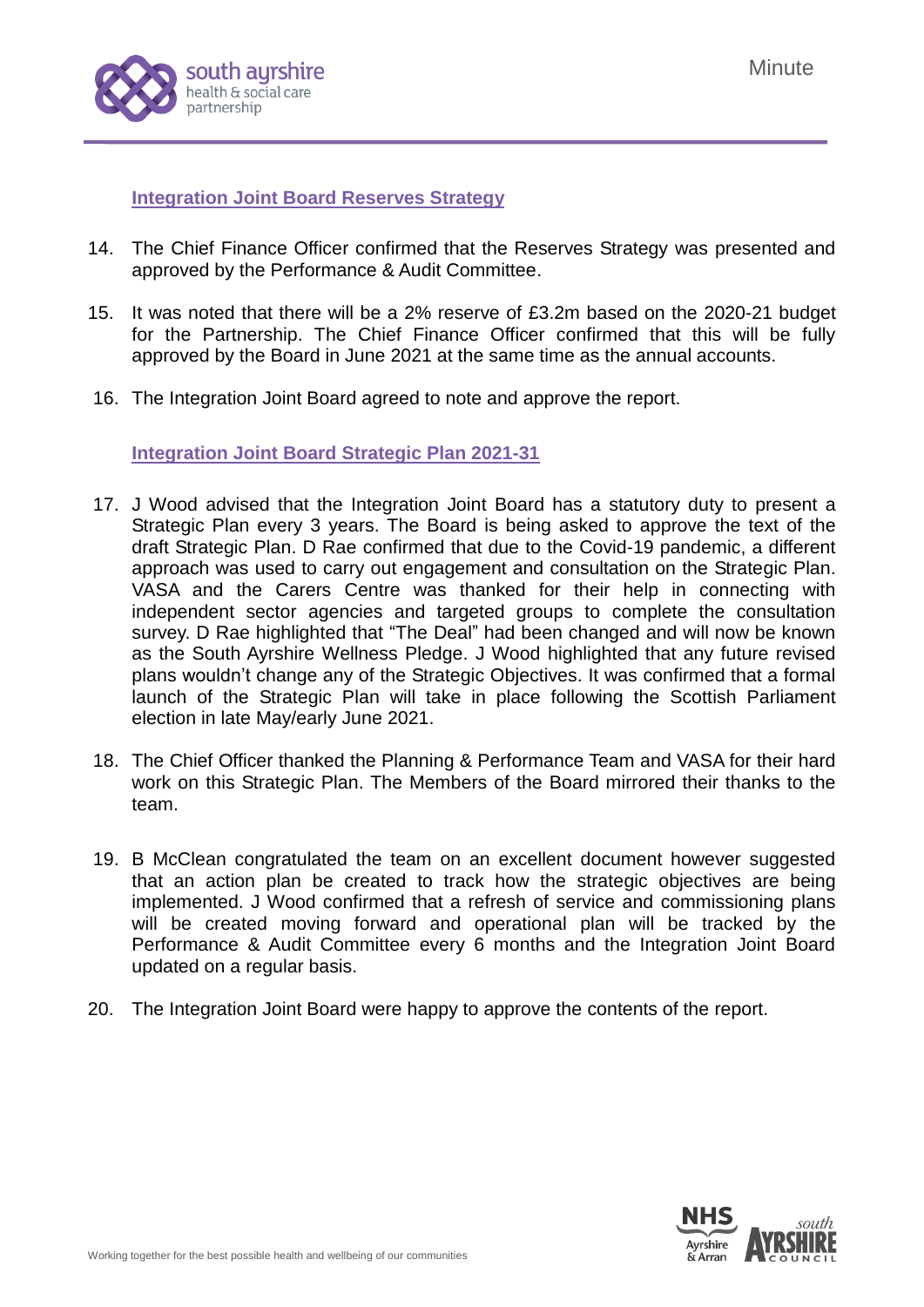**Integration Joint Board Reserves Strategy**

14. The Chief Finance Officer confirmed that the Reserves Strategy was presented and approved by the Performance & Audit Committee.

15. It was noted that there will be a 2% reserve of £3.2m based on the 2020-21 budget for the Partnership. The Chief Finance Officer confirmed that this will be fully approved by the Board in June 2021 at the same time as the annual accounts.

16. The Integration Joint Board agreed to note and approve the report.

**Integration Joint Board Strategic Plan 2021-31**

17. J Wood advised that the Integration Joint Board has a statutory duty to present a Strategic Plan every 3 years. The Board is being asked to approve the text of the draft Strategic Plan. D Rae confirmed that due to the Covid-19 pandemic, a different approach was used to carry out engagement and consultation on the Strategic Plan. VASA and the Carers Centre was thanked for their help in connecting with independent sector agencies and targeted groups to complete the consultation survey. D Rae highlighted that "The Deal" had been changed and will now be known as the South Ayrshire Wellness Pledge. J Wood highlighted that any future revised plans wouldn't change any of the Strategic Objectives. It was confirmed that a formal launch of the Strategic Plan will take in place following the Scottish Parliament election in late May/early June 2021.

18. The Chief Officer thanked the Planning & Performance Team and VASA for their hard work on this Strategic Plan. The Members of the Board mirrored their thanks to the team.

19. B McClean congratulated the team on an excellent document however suggested that an action plan be created to track how the strategic objectives are being implemented. J Wood confirmed that a refresh of service and commissioning plans will be created moving forward and operational plan will be tracked by the Performance & Audit Committee every 6 months and the Integration Joint Board updated on a regular basis.

20. The Integration Joint Board were happy to approve the contents of the report.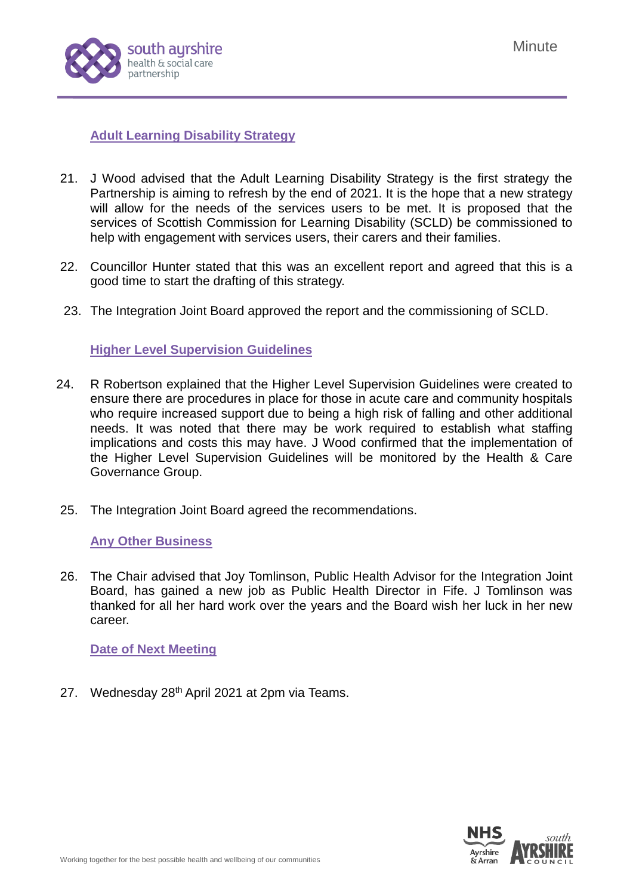### Adult Learning Disability Strategy

21. J Wood advised that the Adult Learning Disability Strategy is the first strategy the Partnership is aiming to refresh by the end of 2021. It is the hope that a new strategy will allow for the needs of the services users to be met. It is proposed that the services of Scottish Commission for Learning Disability (SCLD) be commissioned to help with engagement with services users, their carers and their families.

22. Councillor Hunter stated that this was an excellent report and agreed that this is a good time to start the drafting of this strategy.

23. The Integration Joint Board approved the report and the commissioning of SCLD.

### Higher Level Supervision Guidelines

24. R Robertson explained that the Higher Level Supervision Guidelines were created to ensure there are procedures in place for those in acute care and community hospitals who require increased support due to being a high risk of falling and other additional needs. It was noted that there may be work required to establish what staffing implications and costs this may have. J Wood confirmed that the implementation of the Higher Level Supervision Guidelines will be monitored by the Health & Care Governance Group.

25. The Integration Joint Board agreed the recommendations.

### Any Other Business

26. The Chair advised that Joy Tomlinson, Public Health Advisor for the Integration Joint Board, has gained a new job as Public Health Director in Fife. J Tomlinson was thanked for all her hard work over the years and the Board wish her luck in her new career.

### Date of Next Meeting

27. Wednesday 28th April 2021 at 2pm via Teams.